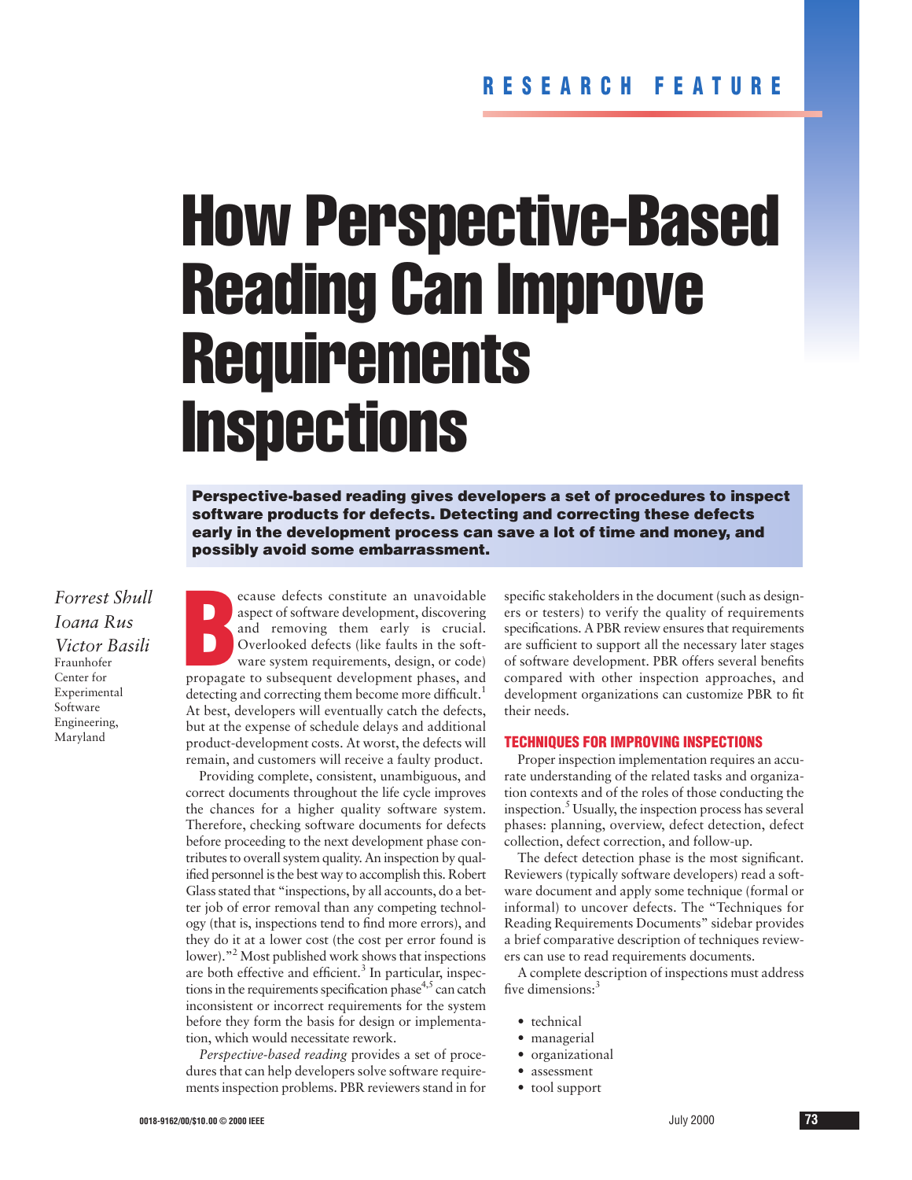RESEARCH FEATURE

# How Perspective-Based Reading Can Improve Requirements Inspections

**Perspective-based reading gives developers a set of procedures to inspect software products for defects. Detecting and correcting these defects early in the development process can save a lot of time and money, and possibly avoid some embarrassment.**

*Forrest Shull*
*Ioana Rus*
*Victor Basili*
Fraunhofer Center for Experimental Software Engineering, Maryland

Because defects constitute an unavoidable aspect of software development, discovering and removing them early is crucial. Overlooked defects (like faults in the software system requirements, design, or code) propagate to subsequent development phases, and detecting and correcting them become more difficult.[1] At best, developers will eventually catch the defects, but at the expense of schedule delays and additional product-development costs. At worst, the defects will remain, and customers will receive a faulty product.

Providing complete, consistent, unambiguous, and correct documents throughout the life cycle improves the chances for a higher quality software system. Therefore, checking software documents for defects before proceeding to the next development phase contributes to overall system quality. An inspection by qualified personnel is the best way to accomplish this. Robert Glass stated that "inspections, by all accounts, do a better job of error removal than any competing technology (that is, inspections tend to find more errors), and they do it at a lower cost (the cost per error found is lower)."[2] Most published work shows that inspections are both effective and efficient.[3] In particular, inspections in the requirements specification phase[4,5] can catch inconsistent or incorrect requirements for the system before they form the basis for design or implementation, which would necessitate rework.

*Perspective-based reading* provides a set of procedures that can help developers solve software requirements inspection problems. PBR reviewers stand in for specific stakeholders in the document (such as designers or testers) to verify the quality of requirements specifications. A PBR review ensures that requirements are sufficient to support all the necessary later stages of software development. PBR offers several benefits compared with other inspection approaches, and development organizations can customize PBR to fit their needs.

## TECHNIQUES FOR IMPROVING INSPECTIONS

Proper inspection implementation requires an accurate understanding of the related tasks and organization contexts and of the roles of those conducting the inspection.[5] Usually, the inspection process has several phases: planning, overview, defect detection, defect collection, defect correction, and follow-up.

The defect detection phase is the most significant. Reviewers (typically software developers) read a software document and apply some technique (formal or informal) to uncover defects. The "Techniques for Reading Requirements Documents" sidebar provides a brief comparative description of techniques reviewers can use to read requirements documents.

A complete description of inspections must address five dimensions:[3]

- technical
- managerial
- organizational
- assessment
- tool support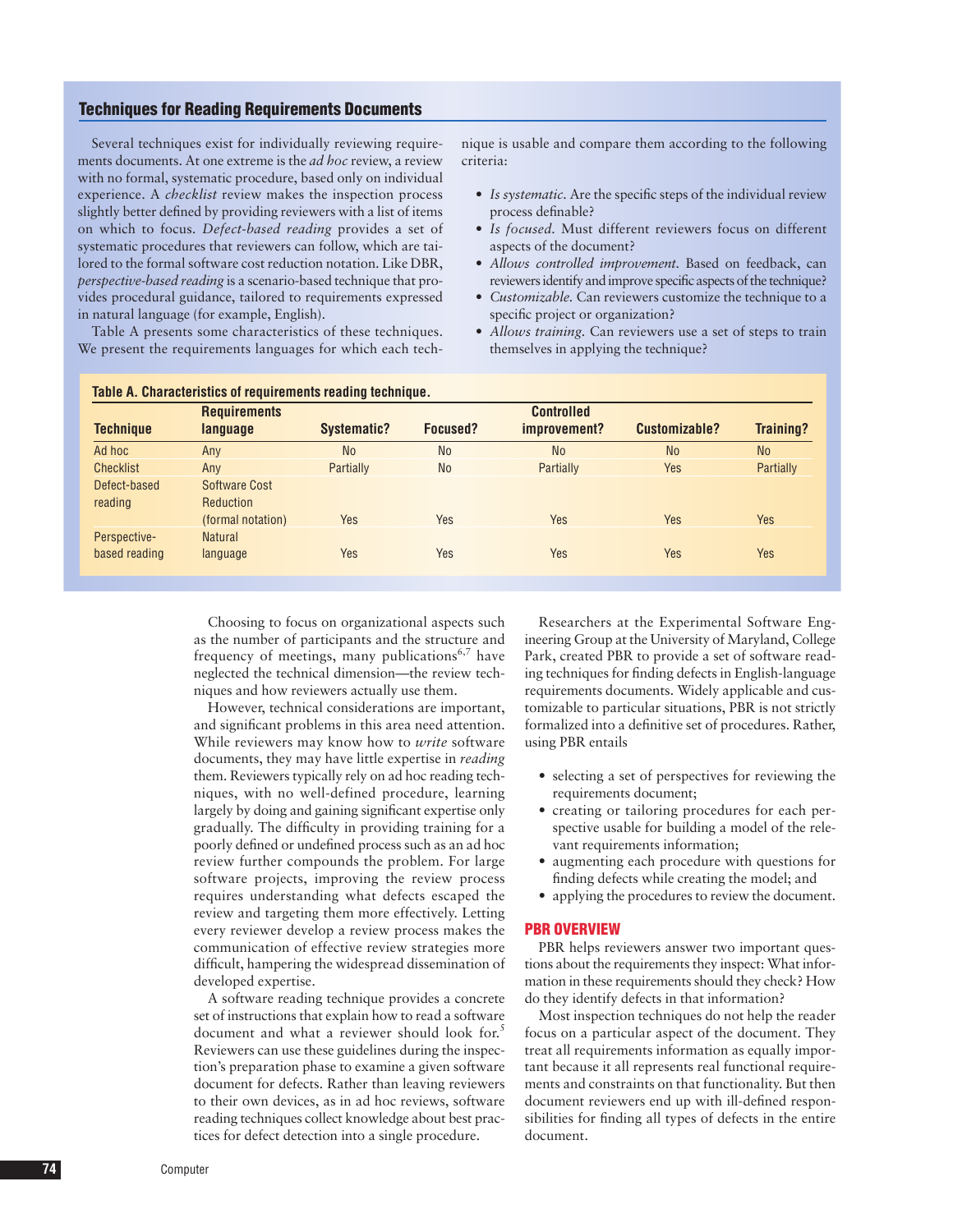## Techniques for Reading Requirements Documents

Several techniques exist for individually reviewing requirements documents. At one extreme is the *ad hoc* review, a review with no formal, systematic procedure, based only on individual experience. A *checklist* review makes the inspection process slightly better defined by providing reviewers with a list of items on which to focus. *Defect-based reading* provides a set of systematic procedures that reviewers can follow, which are tailored to the formal software cost reduction notation. Like DBR, *perspective-based reading* is a scenario-based technique that provides procedural guidance, tailored to requirements expressed in natural language (for example, English).

Table A presents some characteristics of these techniques. We present the requirements languages for which each technique is usable and compare them according to the following criteria:

- *Is systematic.* Are the specific steps of the individual review process definable?
- *Is focused.* Must different reviewers focus on different aspects of the document?
- *Allows controlled improvement.* Based on feedback, can reviewers identify and improve specific aspects of the technique?
- *Customizable.* Can reviewers customize the technique to a specific project or organization?
- *Allows training.* Can reviewers use a set of steps to train themselves in applying the technique?

**Table A. Characteristics of requirements reading technique.**

| Technique | Requirements language | Systematic? | Focused? | Controlled improvement? | Customizable? | Training? |
|---|---|---|---|---|---|---|
| Ad hoc | Any | No | No | No | No | No |
| Checklist | Any | Partially | No | Partially | Yes | Partially |
| Defect-based reading | Software Cost Reduction (formal notation) | Yes | Yes | Yes | Yes | Yes |
| Perspective-based reading | Natural language | Yes | Yes | Yes | Yes | Yes |

Choosing to focus on organizational aspects such as the number of participants and the structure and frequency of meetings, many publications[6,7] have neglected the technical dimension—the review techniques and how reviewers actually use them.

However, technical considerations are important, and significant problems in this area need attention. While reviewers may know how to *write* software documents, they may have little expertise in *reading* them. Reviewers typically rely on ad hoc reading techniques, with no well-defined procedure, learning largely by doing and gaining significant expertise only gradually. The difficulty in providing training for a poorly defined or undefined process such as an ad hoc review further compounds the problem. For large software projects, improving the review process requires understanding what defects escaped the review and targeting them more effectively. Letting every reviewer develop a review process makes the communication of effective review strategies more difficult, hampering the widespread dissemination of developed expertise.

A software reading technique provides a concrete set of instructions that explain how to read a software document and what a reviewer should look for.[5] Reviewers can use these guidelines during the inspection's preparation phase to examine a given software document for defects. Rather than leaving reviewers to their own devices, as in ad hoc reviews, software reading techniques collect knowledge about best practices for defect detection into a single procedure.

Researchers at the Experimental Software Engineering Group at the University of Maryland, College Park, created PBR to provide a set of software reading techniques for finding defects in English-language requirements documents. Widely applicable and customizable to particular situations, PBR is not strictly formalized into a definitive set of procedures. Rather, using PBR entails

- selecting a set of perspectives for reviewing the requirements document;
- creating or tailoring procedures for each perspective usable for building a model of the relevant requirements information;
- augmenting each procedure with questions for finding defects while creating the model; and
- applying the procedures to review the document.

### PBR OVERVIEW

PBR helps reviewers answer two important questions about the requirements they inspect: What information in these requirements should they check? How do they identify defects in that information?

Most inspection techniques do not help the reader focus on a particular aspect of the document. They treat all requirements information as equally important because it all represents real functional requirements and constraints on that functionality. But then document reviewers end up with ill-defined responsibilities for finding all types of defects in the entire document.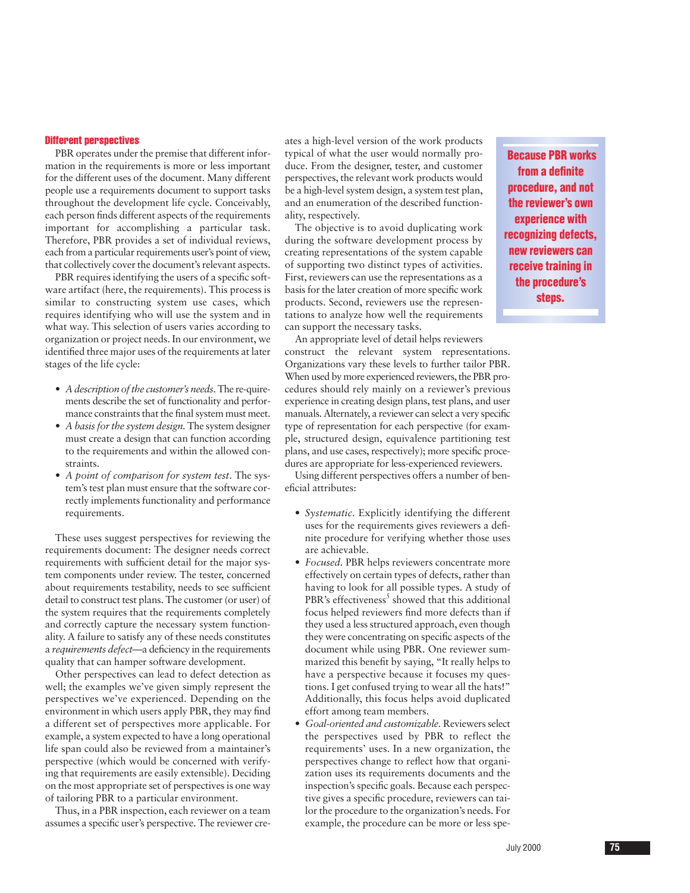## Different perspectives

PBR operates under the premise that different information in the requirements is more or less important for the different uses of the document. Many different people use a requirements document to support tasks throughout the development life cycle. Conceivably, each person finds different aspects of the requirements important for accomplishing a particular task. Therefore, PBR provides a set of individual reviews, each from a particular requirements user's point of view, that collectively cover the document's relevant aspects.

PBR requires identifying the users of a specific software artifact (here, the requirements). This process is similar to constructing system use cases, which requires identifying who will use the system and in what way. This selection of users varies according to organization or project needs. In our environment, we identified three major uses of the requirements at later stages of the life cycle:

- *A description of the customer's needs.* The requirements describe the set of functionality and performance constraints that the final system must meet.
- *A basis for the system design.* The system designer must create a design that can function according to the requirements and within the allowed constraints.
- *A point of comparison for system test.* The system's test plan must ensure that the software correctly implements functionality and performance requirements.

These uses suggest perspectives for reviewing the requirements document: The designer needs correct requirements with sufficient detail for the major system components under review. The tester, concerned about requirements testability, needs to see sufficient detail to construct test plans. The customer (or user) of the system requires that the requirements completely and correctly capture the necessary system functionality. A failure to satisfy any of these needs constitutes a *requirements defect*—a deficiency in the requirements quality that can hamper software development.

Other perspectives can lead to defect detection as well; the examples we've given simply represent the perspectives we've experienced. Depending on the environment in which users apply PBR, they may find a different set of perspectives more applicable. For example, a system expected to have a long operational life span could also be reviewed from a maintainer's perspective (which would be concerned with verifying that requirements are easily extensible). Deciding on the most appropriate set of perspectives is one way of tailoring PBR to a particular environment.

Thus, in a PBR inspection, each reviewer on a team assumes a specific user's perspective. The reviewer creates a high-level version of the work products typical of what the user would normally produce. From the designer, tester, and customer perspectives, the relevant work products would be a high-level system design, a system test plan, and an enumeration of the described functionality, respectively.

The objective is to avoid duplicating work during the software development process by creating representations of the system capable of supporting two distinct types of activities. First, reviewers can use the representations as a basis for the later creation of more specific work products. Second, reviewers use the representations to analyze how well the requirements can support the necessary tasks.

An appropriate level of detail helps reviewers construct the relevant system representations. Organizations vary these levels to further tailor PBR. When used by more experienced reviewers, the PBR procedures should rely mainly on a reviewer's previous experience in creating design plans, test plans, and user manuals. Alternately, a reviewer can select a very specific type of representation for each perspective (for example, structured design, equivalence partitioning test plans, and use cases, respectively); more specific procedures are appropriate for less-experienced reviewers.

**Because PBR works from a definite procedure, and not the reviewer's own experience with recognizing defects, new reviewers can receive training in the procedure's steps.**

Using different perspectives offers a number of beneficial attributes:

- *Systematic.* Explicitly identifying the different uses for the requirements gives reviewers a definite procedure for verifying whether those uses are achievable.
- *Focused.* PBR helps reviewers concentrate more effectively on certain types of defects, rather than having to look for all possible types. A study of PBR's effectiveness[5] showed that this additional focus helped reviewers find more defects than if they used a less structured approach, even though they were concentrating on specific aspects of the document while using PBR. One reviewer summarized this benefit by saying, "It really helps to have a perspective because it focuses my questions. I get confused trying to wear all the hats!" Additionally, this focus helps avoid duplicated effort among team members.
- *Goal-oriented and customizable.* Reviewers select the perspectives used by PBR to reflect the requirements' uses. In a new organization, the perspectives change to reflect how that organization uses its requirements documents and the inspection's specific goals. Because each perspective gives a specific procedure, reviewers can tailor the procedure to the organization's needs. For example, the procedure can be more or less spe-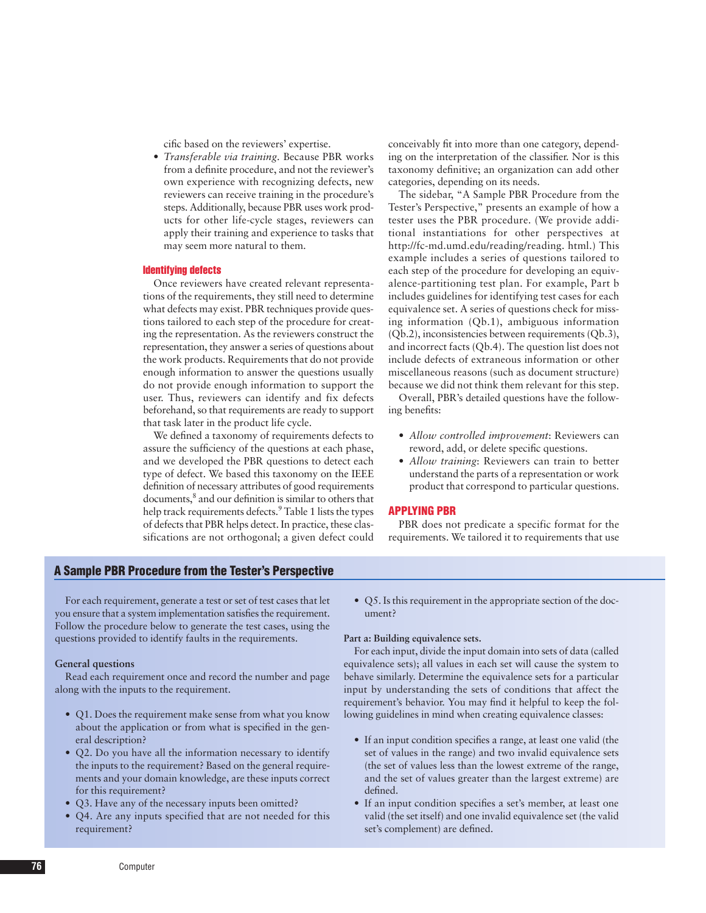cific based on the reviewers' expertise.

- *Transferable via training.* Because PBR works from a definite procedure, and not the reviewer's own experience with recognizing defects, new reviewers can receive training in the procedure's steps. Additionally, because PBR uses work products for other life-cycle stages, reviewers can apply their training and experience to tasks that may seem more natural to them.

### Identifying defects

Once reviewers have created relevant representations of the requirements, they still need to determine what defects may exist. PBR techniques provide questions tailored to each step of the procedure for creating the representation. As the reviewers construct the representation, they answer a series of questions about the work products. Requirements that do not provide enough information to answer the questions usually do not provide enough information to support the user. Thus, reviewers can identify and fix defects beforehand, so that requirements are ready to support that task later in the product life cycle.

We defined a taxonomy of requirements defects to assure the sufficiency of the questions at each phase, and we developed the PBR questions to detect each type of defect. We based this taxonomy on the IEEE definition of necessary attributes of good requirements documents,[8] and our definition is similar to others that help track requirements defects.[9] Table 1 lists the types of defects that PBR helps detect. In practice, these classifications are not orthogonal; a given defect could conceivably fit into more than one category, depending on the interpretation of the classifier. Nor is this taxonomy definitive; an organization can add other categories, depending on its needs.

The sidebar, "A Sample PBR Procedure from the Tester's Perspective," presents an example of how a tester uses the PBR procedure. (We provide additional instantiations for other perspectives at http://fc-md.umd.edu/reading/reading. html.) This example includes a series of questions tailored to each step of the procedure for developing an equivalence-partitioning test plan. For example, Part b includes guidelines for identifying test cases for each equivalence set. A series of questions check for missing information (Qb.1), ambiguous information (Qb.2), inconsistencies between requirements (Qb.3), and incorrect facts (Qb.4). The question list does not include defects of extraneous information or other miscellaneous reasons (such as document structure) because we did not think them relevant for this step.

Overall, PBR's detailed questions have the following benefits:

- *Allow controlled improvement*: Reviewers can reword, add, or delete specific questions.
- *Allow training*: Reviewers can train to better understand the parts of a representation or work product that correspond to particular questions.

## APPLYING PBR

PBR does not predicate a specific format for the requirements. We tailored it to requirements that use

---

### A Sample PBR Procedure from the Tester's Perspective

For each requirement, generate a test or set of test cases that let you ensure that a system implementation satisfies the requirement. Follow the procedure below to generate the test cases, using the questions provided to identify faults in the requirements.

**General questions**

Read each requirement once and record the number and page along with the inputs to the requirement.

- Q1. Does the requirement make sense from what you know about the application or from what is specified in the general description?
- Q2. Do you have all the information necessary to identify the inputs to the requirement? Based on the general requirements and your domain knowledge, are these inputs correct for this requirement?
- Q3. Have any of the necessary inputs been omitted?
- Q4. Are any inputs specified that are not needed for this requirement?
- Q5. Is this requirement in the appropriate section of the document?

**Part a: Building equivalence sets.**

For each input, divide the input domain into sets of data (called equivalence sets); all values in each set will cause the system to behave similarly. Determine the equivalence sets for a particular input by understanding the sets of conditions that affect the requirement's behavior. You may find it helpful to keep the following guidelines in mind when creating equivalence classes:

- If an input condition specifies a range, at least one valid (the set of values in the range) and two invalid equivalence sets (the set of values less than the lowest extreme of the range, and the set of values greater than the largest extreme) are defined.
- If an input condition specifies a set's member, at least one valid (the set itself) and one invalid equivalence set (the valid set's complement) are defined.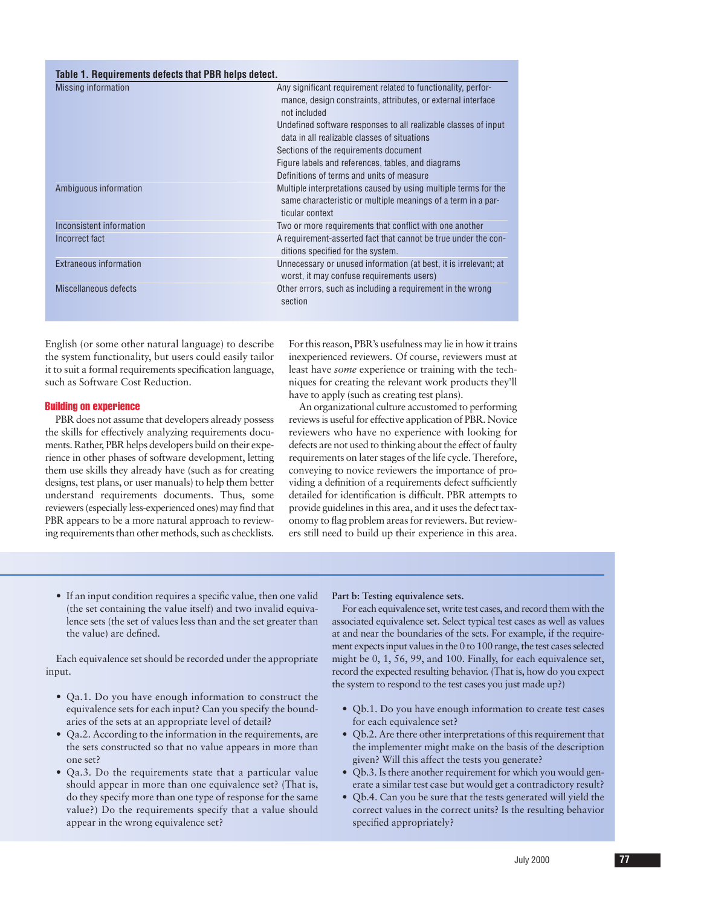**Table 1. Requirements defects that PBR helps detect.**

| | |
|---|---|
| Missing information | Any significant requirement related to functionality, performance, design constraints, attributes, or external interface not included<br>Undefined software responses to all realizable classes of input data in all realizable classes of situations<br>Sections of the requirements document<br>Figure labels and references, tables, and diagrams<br>Definitions of terms and units of measure |
| Ambiguous information | Multiple interpretations caused by using multiple terms for the same characteristic or multiple meanings of a term in a particular context |
| Inconsistent information | Two or more requirements that conflict with one another |
| Incorrect fact | A requirement-asserted fact that cannot be true under the conditions specified for the system. |
| Extraneous information | Unnecessary or unused information (at best, it is irrelevant; at worst, it may confuse requirements users) |
| Miscellaneous defects | Other errors, such as including a requirement in the wrong section |

English (or some other natural language) to describe the system functionality, but users could easily tailor it to suit a formal requirements specification language, such as Software Cost Reduction.

### Building on experience

PBR does not assume that developers already possess the skills for effectively analyzing requirements documents. Rather, PBR helps developers build on their experience in other phases of software development, letting them use skills they already have (such as for creating designs, test plans, or user manuals) to help them better understand requirements documents. Thus, some reviewers (especially less-experienced ones) may find that PBR appears to be a more natural approach to reviewing requirements than other methods, such as checklists.

For this reason, PBR's usefulness may lie in how it trains inexperienced reviewers. Of course, reviewers must at least have *some* experience or training with the techniques for creating the relevant work products they'll have to apply (such as creating test plans).

An organizational culture accustomed to performing reviews is useful for effective application of PBR. Novice reviewers who have no experience with looking for defects are not used to thinking about the effect of faulty requirements on later stages of the life cycle. Therefore, conveying to novice reviewers the importance of providing a definition of a requirements defect sufficiently detailed for identification is difficult. PBR attempts to provide guidelines in this area, and it uses the defect taxonomy to flag problem areas for reviewers. But reviewers still need to build up their experience in this area.

- If an input condition requires a specific value, then one valid (the set containing the value itself) and two invalid equivalence sets (the set of values less than and the set greater than the value) are defined.

Each equivalence set should be recorded under the appropriate input.

- Qa.1. Do you have enough information to construct the equivalence sets for each input? Can you specify the boundaries of the sets at an appropriate level of detail?
- Qa.2. According to the information in the requirements, are the sets constructed so that no value appears in more than one set?
- Qa.3. Do the requirements state that a particular value should appear in more than one equivalence set? (That is, do they specify more than one type of response for the same value?) Do the requirements specify that a value should appear in the wrong equivalence set?

**Part b: Testing equivalence sets.**

For each equivalence set, write test cases, and record them with the associated equivalence set. Select typical test cases as well as values at and near the boundaries of the sets. For example, if the requirement expects input values in the 0 to 100 range, the test cases selected might be 0, 1, 56, 99, and 100. Finally, for each equivalence set, record the expected resulting behavior. (That is, how do you expect the system to respond to the test cases you just made up?)

- Qb.1. Do you have enough information to create test cases for each equivalence set?
- Qb.2. Are there other interpretations of this requirement that the implementer might make on the basis of the description given? Will this affect the tests you generate?
- Qb.3. Is there another requirement for which you would generate a similar test case but would get a contradictory result?
- Qb.4. Can you be sure that the tests generated will yield the correct values in the correct units? Is the resulting behavior specified appropriately?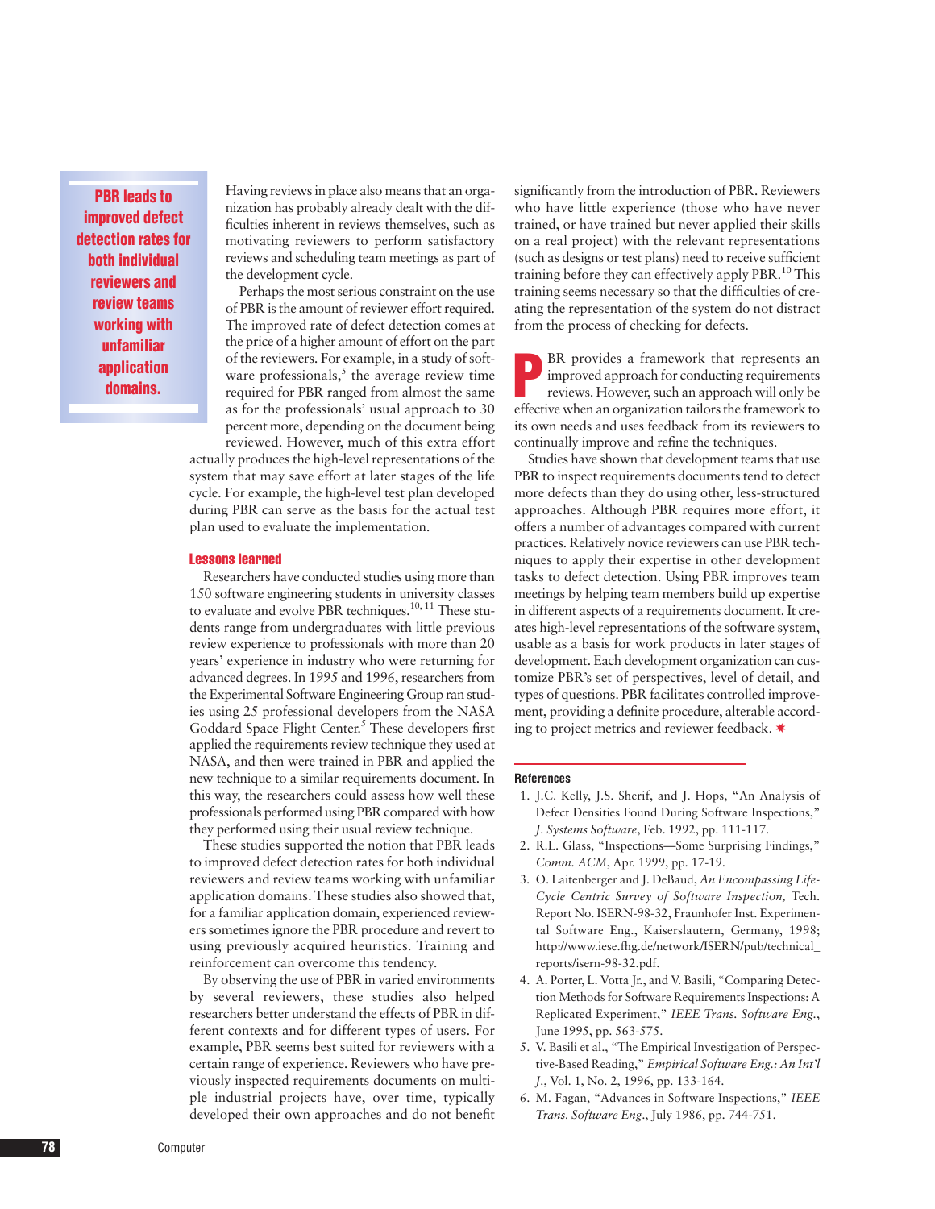**PBR leads to improved defect detection rates for both individual reviewers and review teams working with unfamiliar application domains.**

Having reviews in place also means that an organization has probably already dealt with the difficulties inherent in reviews themselves, such as motivating reviewers to perform satisfactory reviews and scheduling team meetings as part of the development cycle.

Perhaps the most serious constraint on the use of PBR is the amount of reviewer effort required. The improved rate of defect detection comes at the price of a higher amount of effort on the part of the reviewers. For example, in a study of software professionals,[5] the average review time required for PBR ranged from almost the same as the professionals' usual approach to 30 percent more, depending on the document being reviewed. However, much of this extra effort actually produces the high-level representations of the system that may save effort at later stages of the life cycle. For example, the high-level test plan developed during PBR can serve as the basis for the actual test plan used to evaluate the implementation.

### Lessons learned

Researchers have conducted studies using more than 150 software engineering students in university classes to evaluate and evolve PBR techniques.[10, 11] These students range from undergraduates with little previous review experience to professionals with more than 20 years' experience in industry who were returning for advanced degrees. In 1995 and 1996, researchers from the Experimental Software Engineering Group ran studies using 25 professional developers from the NASA Goddard Space Flight Center.[5] These developers first applied the requirements review technique they used at NASA, and then were trained in PBR and applied the new technique to a similar requirements document. In this way, the researchers could assess how well these professionals performed using PBR compared with how they performed using their usual review technique.

These studies supported the notion that PBR leads to improved defect detection rates for both individual reviewers and review teams working with unfamiliar application domains. These studies also showed that, for a familiar application domain, experienced reviewers sometimes ignore the PBR procedure and revert to using previously acquired heuristics. Training and reinforcement can overcome this tendency.

By observing the use of PBR in varied environments by several reviewers, these studies also helped researchers better understand the effects of PBR in different contexts and for different types of users. For example, PBR seems best suited for reviewers with a certain range of experience. Reviewers who have previously inspected requirements documents on multiple industrial projects have, over time, typically developed their own approaches and do not benefit significantly from the introduction of PBR. Reviewers who have little experience (those who have never trained, or have trained but never applied their skills on a real project) with the relevant representations (such as designs or test plans) need to receive sufficient training before they can effectively apply PBR.[10] This training seems necessary so that the difficulties of creating the representation of the system do not distract from the process of checking for defects.

PBR provides a framework that represents an improved approach for conducting requirements reviews. However, such an approach will only be effective when an organization tailors the framework to its own needs and uses feedback from its reviewers to continually improve and refine the techniques.

Studies have shown that development teams that use PBR to inspect requirements documents tend to detect more defects than they do using other, less-structured approaches. Although PBR requires more effort, it offers a number of advantages compared with current practices. Relatively novice reviewers can use PBR techniques to apply their expertise in other development tasks to defect detection. Using PBR improves team meetings by helping team members build up expertise in different aspects of a requirements document. It creates high-level representations of the software system, usable as a basis for work products in later stages of development. Each development organization can customize PBR's set of perspectives, level of detail, and types of questions. PBR facilitates controlled improvement, providing a definite procedure, alterable according to project metrics and reviewer feedback. ✷

### References

1. J.C. Kelly, J.S. Sherif, and J. Hops, "An Analysis of Defect Densities Found During Software Inspections," *J. Systems Software*, Feb. 1992, pp. 111-117.
2. R.L. Glass, "Inspections—Some Surprising Findings," *Comm. ACM*, Apr. 1999, pp. 17-19.
3. O. Laitenberger and J. DeBaud, *An Encompassing Life-Cycle Centric Survey of Software Inspection,* Tech. Report No. ISERN-98-32, Fraunhofer Inst. Experimental Software Eng., Kaiserslautern, Germany, 1998; http://www.iese.fhg.de/network/ISERN/pub/technical_reports/isern-98-32.pdf.
4. A. Porter, L. Votta Jr., and V. Basili, "Comparing Detection Methods for Software Requirements Inspections: A Replicated Experiment," *IEEE Trans. Software Eng.*, June 1995, pp. 563-575.
5. V. Basili et al., "The Empirical Investigation of Perspective-Based Reading," *Empirical Software Eng.: An Int'l J.*, Vol. 1, No. 2, 1996, pp. 133-164.
6. M. Fagan, "Advances in Software Inspections," *IEEE Trans. Software Eng.*, July 1986, pp. 744-751.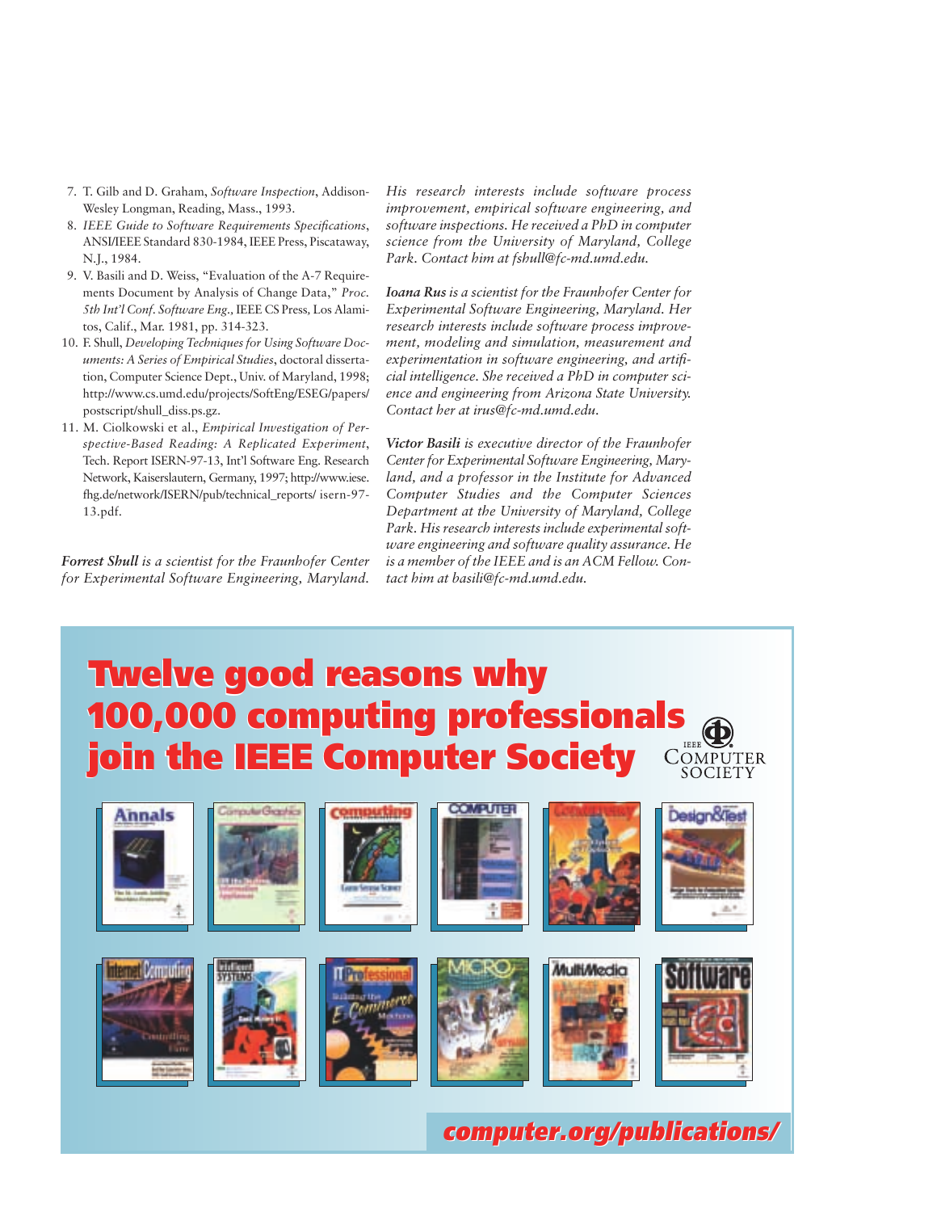7. T. Gilb and D. Graham, *Software Inspection*, Addison-Wesley Longman, Reading, Mass., 1993.
8. *IEEE Guide to Software Requirements Specifications*, ANSI/IEEE Standard 830-1984, IEEE Press, Piscataway, N.J., 1984.
9. V. Basili and D. Weiss, "Evaluation of the A-7 Requirements Document by Analysis of Change Data," *Proc. 5th Int'l Conf. Software Eng.*, IEEE CS Press, Los Alamitos, Calif., Mar. 1981, pp. 314-323.
10. F. Shull, *Developing Techniques for Using Software Documents: A Series of Empirical Studies*, doctoral dissertation, Computer Science Dept., Univ. of Maryland, 1998; http://www.cs.umd.edu/projects/SoftEng/ESEG/papers/postscript/shull_diss.ps.gz.
11. M. Ciolkowski et al., *Empirical Investigation of Perspective-Based Reading: A Replicated Experiment*, Tech. Report ISERN-97-13, Int'l Software Eng. Research Network, Kaiserslautern, Germany, 1997; http://www.iese.fhg.de/network/ISERN/pub/technical_reports/ isern-97-13.pdf.

***Forrest Shull*** *is a scientist for the Fraunhofer Center for Experimental Software Engineering, Maryland. His research interests include software process improvement, empirical software engineering, and software inspections. He received a PhD in computer science from the University of Maryland, College Park. Contact him at fshull@fc-md.umd.edu.*

***Ioana Rus*** *is a scientist for the Fraunhofer Center for Experimental Software Engineering, Maryland. Her research interests include software process improvement, modeling and simulation, measurement and experimentation in software engineering, and artificial intelligence. She received a PhD in computer science and engineering from Arizona State University. Contact her at irus@fc-md.umd.edu.*

***Victor Basili*** *is executive director of the Fraunhofer Center for Experimental Software Engineering, Maryland, and a professor in the Institute for Advanced Computer Studies and the Computer Sciences Department at the University of Maryland, College Park. His research interests include experimental software engineering and software quality assurance. He is a member of the IEEE and is an ACM Fellow. Contact him at basili@fc-md.umd.edu.*

**Twelve good reasons why 100,000 computing professionals join the IEEE Computer Society**

IEEE Computer Society

computer.org/publications/